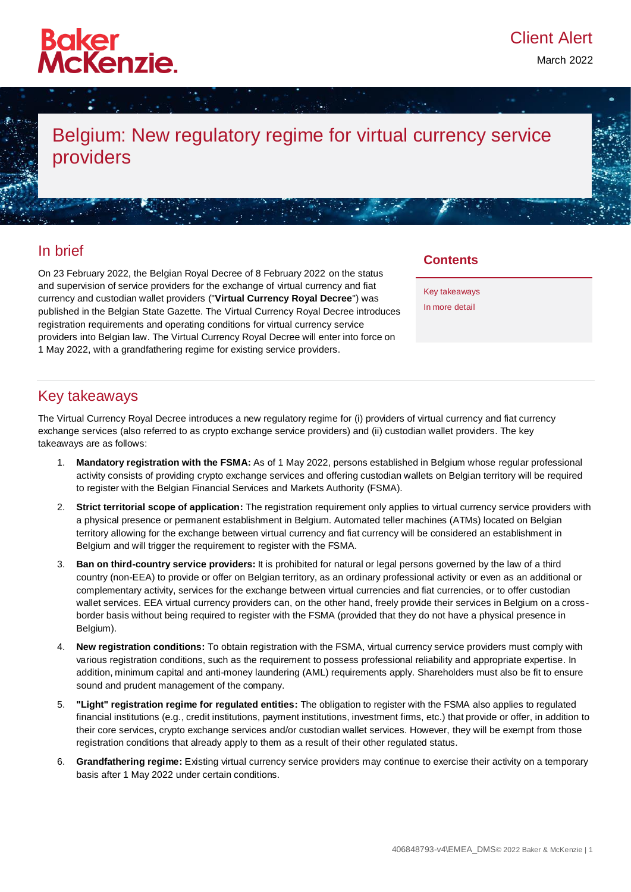Client Alert

March 2022

# Belgium: New regulatory regime for virtual currency service providers

## In brief

On 23 February 2022, the Belgian Royal Decree of 8 February 2022 on the status and supervision of service providers for the exchange of virtual currency and fiat currency and custodian wallet providers ("**Virtual Currency Royal Decree**") was published in the Belgian State Gazette. The Virtual Currency Royal Decree introduces registration requirements and operating conditions for virtual currency service providers into Belgian law. The Virtual Currency Royal Decree will enter into force on 1 May 2022, with a grandfathering regime for existing service providers.

**Contents**

- Key takeaways
- In more detail

## Key takeaways

The Virtual Currency Royal Decree introduces a new regulatory regime for (i) providers of virtual currency and fiat currency exchange services (also referred to as crypto exchange service providers) and (ii) custodian wallet providers. The key takeaways are as follows:

1. **Mandatory registration with the FSMA:** As of 1 May 2022, persons established in Belgium whose regular professional activity consists of providing crypto exchange services and offering custodian wallets on Belgian territory will be required to register with the Belgian Financial Services and Markets Authority (FSMA).
2. **Strict territorial scope of application:** The registration requirement only applies to virtual currency service providers with a physical presence or permanent establishment in Belgium. Automated teller machines (ATMs) located on Belgian territory allowing for the exchange between virtual currency and fiat currency will be considered an establishment in Belgium and will trigger the requirement to register with the FSMA.
3. **Ban on third-country service providers:** It is prohibited for natural or legal persons governed by the law of a third country (non-EEA) to provide or offer on Belgian territory, as an ordinary professional activity or even as an additional or complementary activity, services for the exchange between virtual currencies and fiat currencies, or to offer custodian wallet services. EEA virtual currency providers can, on the other hand, freely provide their services in Belgium on a cross-border basis without being required to register with the FSMA (provided that they do not have a physical presence in Belgium).
4. **New registration conditions:** To obtain registration with the FSMA, virtual currency service providers must comply with various registration conditions, such as the requirement to possess professional reliability and appropriate expertise. In addition, minimum capital and anti-money laundering (AML) requirements apply. Shareholders must also be fit to ensure sound and prudent management of the company.
5. **"Light" registration regime for regulated entities:** The obligation to register with the FSMA also applies to regulated financial institutions (e.g., credit institutions, payment institutions, investment firms, etc.) that provide or offer, in addition to their core services, crypto exchange services and/or custodian wallet services. However, they will be exempt from those registration conditions that already apply to them as a result of their other regulated status.
6. **Grandfathering regime:** Existing virtual currency service providers may continue to exercise their activity on a temporary basis after 1 May 2022 under certain conditions.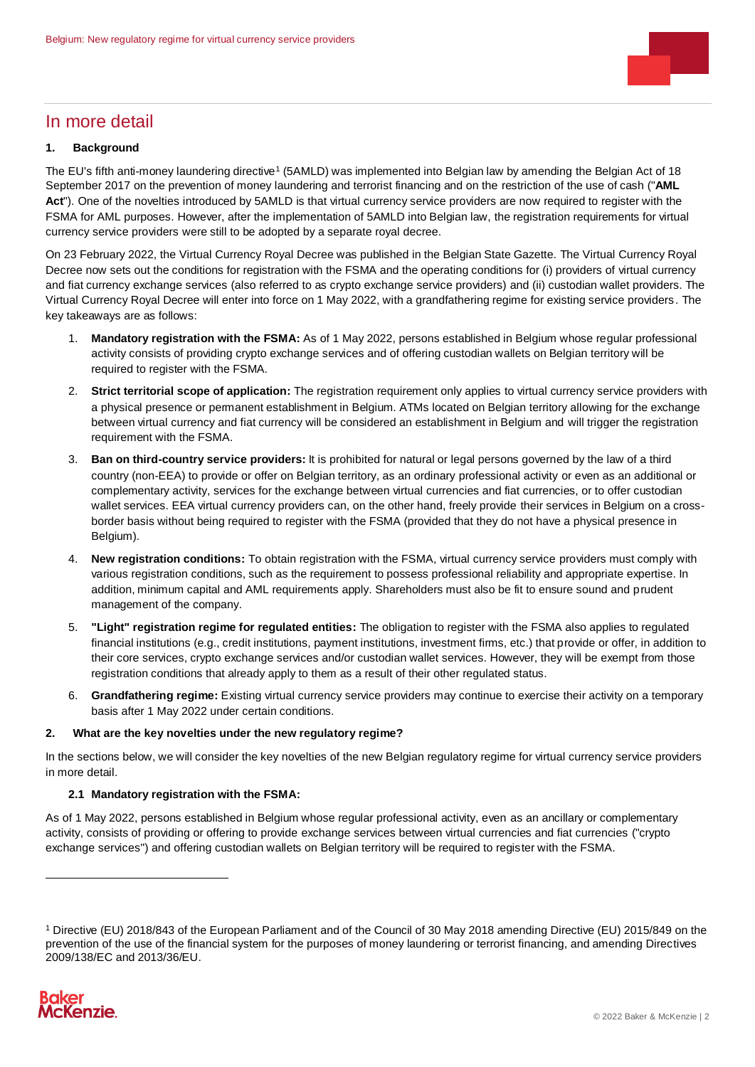## In more detail

### 1. Background

The EU's fifth anti-money laundering directive[1] (5AMLD) was implemented into Belgian law by amending the Belgian Act of 18 September 2017 on the prevention of money laundering and terrorist financing and on the restriction of the use of cash ("**AML Act**"). One of the novelties introduced by 5AMLD is that virtual currency service providers are now required to register with the FSMA for AML purposes. However, after the implementation of 5AMLD into Belgian law, the registration requirements for virtual currency service providers were still to be adopted by a separate royal decree.

On 23 February 2022, the Virtual Currency Royal Decree was published in the Belgian State Gazette. The Virtual Currency Royal Decree now sets out the conditions for registration with the FSMA and the operating conditions for (i) providers of virtual currency and fiat currency exchange services (also referred to as crypto exchange service providers) and (ii) custodian wallet providers. The Virtual Currency Royal Decree will enter into force on 1 May 2022, with a grandfathering regime for existing service providers. The key takeaways are as follows:

1. **Mandatory registration with the FSMA:** As of 1 May 2022, persons established in Belgium whose regular professional activity consists of providing crypto exchange services and of offering custodian wallets on Belgian territory will be required to register with the FSMA.
2. **Strict territorial scope of application:** The registration requirement only applies to virtual currency service providers with a physical presence or permanent establishment in Belgium. ATMs located on Belgian territory allowing for the exchange between virtual currency and fiat currency will be considered an establishment in Belgium and will trigger the registration requirement with the FSMA.
3. **Ban on third-country service providers:** It is prohibited for natural or legal persons governed by the law of a third country (non-EEA) to provide or offer on Belgian territory, as an ordinary professional activity or even as an additional or complementary activity, services for the exchange between virtual currencies and fiat currencies, or to offer custodian wallet services. EEA virtual currency providers can, on the other hand, freely provide their services in Belgium on a cross-border basis without being required to register with the FSMA (provided that they do not have a physical presence in Belgium).
4. **New registration conditions:** To obtain registration with the FSMA, virtual currency service providers must comply with various registration conditions, such as the requirement to possess professional reliability and appropriate expertise. In addition, minimum capital and AML requirements apply. Shareholders must also be fit to ensure sound and prudent management of the company.
5. **"Light" registration regime for regulated entities:** The obligation to register with the FSMA also applies to regulated financial institutions (e.g., credit institutions, payment institutions, investment firms, etc.) that provide or offer, in addition to their core services, crypto exchange services and/or custodian wallet services. However, they will be exempt from those registration conditions that already apply to them as a result of their other regulated status.
6. **Grandfathering regime:** Existing virtual currency service providers may continue to exercise their activity on a temporary basis after 1 May 2022 under certain conditions.

### 2. What are the key novelties under the new regulatory regime?

In the sections below, we will consider the key novelties of the new Belgian regulatory regime for virtual currency service providers in more detail.

#### 2.1 Mandatory registration with the FSMA:

As of 1 May 2022, persons established in Belgium whose regular professional activity, even as an ancillary or complementary activity, consists of providing or offering to provide exchange services between virtual currencies and fiat currencies ("crypto exchange services") and offering custodian wallets on Belgian territory will be required to register with the FSMA.

---

[1] Directive (EU) 2018/843 of the European Parliament and of the Council of 30 May 2018 amending Directive (EU) 2015/849 on the prevention of the use of the financial system for the purposes of money laundering or terrorist financing, and amending Directives 2009/138/EC and 2013/36/EU.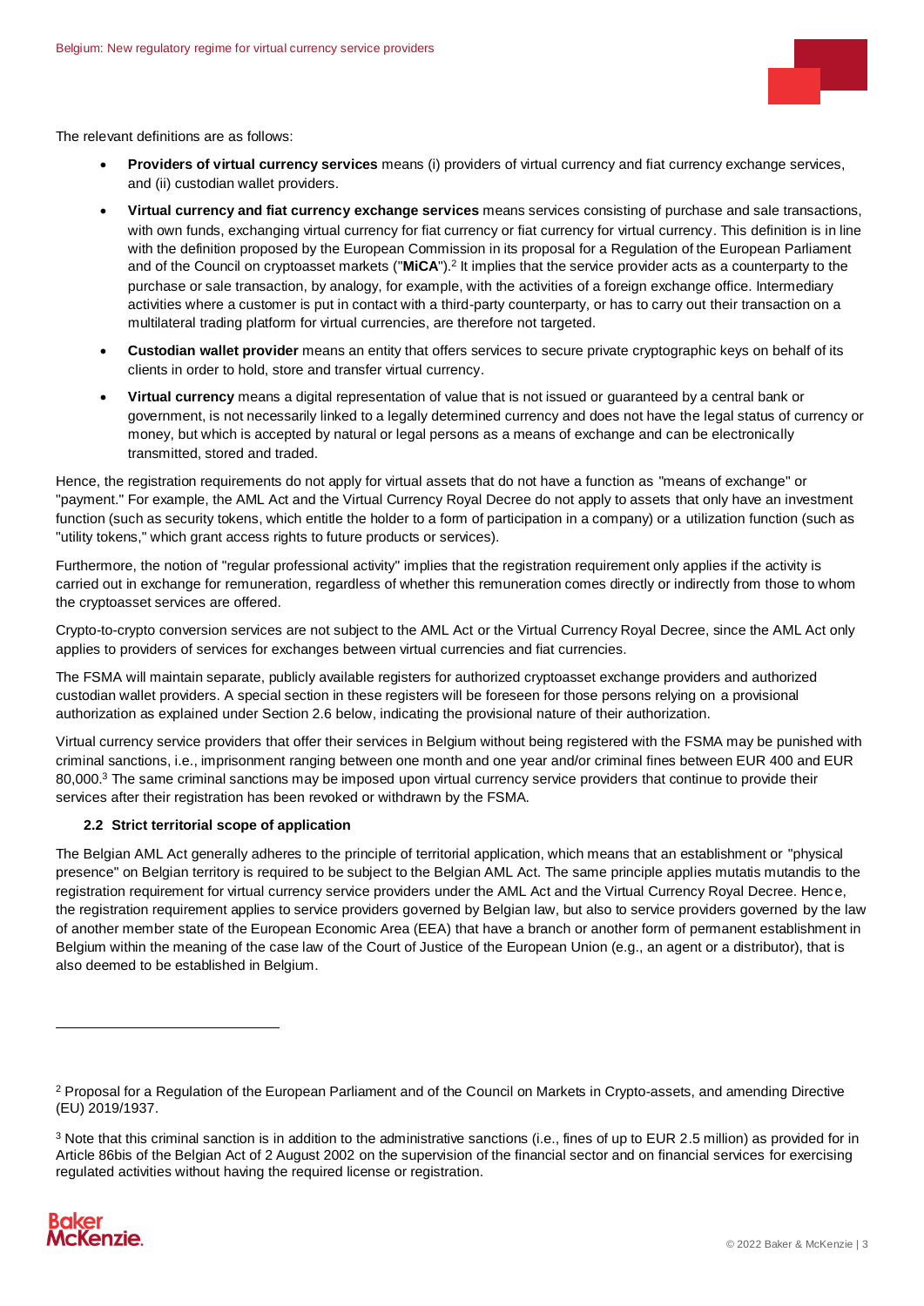The relevant definitions are as follows:

- **Providers of virtual currency services** means (i) providers of virtual currency and fiat currency exchange services, and (ii) custodian wallet providers.
- **Virtual currency and fiat currency exchange services** means services consisting of purchase and sale transactions, with own funds, exchanging virtual currency for fiat currency or fiat currency for virtual currency. This definition is in line with the definition proposed by the European Commission in its proposal for a Regulation of the European Parliament and of the Council on cryptoasset markets ("**MiCA**").[2] It implies that the service provider acts as a counterparty to the purchase or sale transaction, by analogy, for example, with the activities of a foreign exchange office. Intermediary activities where a customer is put in contact with a third-party counterparty, or has to carry out their transaction on a multilateral trading platform for virtual currencies, are therefore not targeted.
- **Custodian wallet provider** means an entity that offers services to secure private cryptographic keys on behalf of its clients in order to hold, store and transfer virtual currency.
- **Virtual currency** means a digital representation of value that is not issued or guaranteed by a central bank or government, is not necessarily linked to a legally determined currency and does not have the legal status of currency or money, but which is accepted by natural or legal persons as a means of exchange and can be electronically transmitted, stored and traded.

Hence, the registration requirements do not apply for virtual assets that do not have a function as "means of exchange" or "payment." For example, the AML Act and the Virtual Currency Royal Decree do not apply to assets that only have an investment function (such as security tokens, which entitle the holder to a form of participation in a company) or a utilization function (such as "utility tokens," which grant access rights to future products or services).

Furthermore, the notion of "regular professional activity" implies that the registration requirement only applies if the activity is carried out in exchange for remuneration, regardless of whether this remuneration comes directly or indirectly from those to whom the cryptoasset services are offered.

Crypto-to-crypto conversion services are not subject to the AML Act or the Virtual Currency Royal Decree, since the AML Act only applies to providers of services for exchanges between virtual currencies and fiat currencies.

The FSMA will maintain separate, publicly available registers for authorized cryptoasset exchange providers and authorized custodian wallet providers. A special section in these registers will be foreseen for those persons relying on a provisional authorization as explained under Section 2.6 below, indicating the provisional nature of their authorization.

Virtual currency service providers that offer their services in Belgium without being registered with the FSMA may be punished with criminal sanctions, i.e., imprisonment ranging between one month and one year and/or criminal fines between EUR 400 and EUR 80,000.[3] The same criminal sanctions may be imposed upon virtual currency service providers that continue to provide their services after their registration has been revoked or withdrawn by the FSMA.

### 2.2 Strict territorial scope of application

The Belgian AML Act generally adheres to the principle of territorial application, which means that an establishment or "physical presence" on Belgian territory is required to be subject to the Belgian AML Act. The same principle applies mutatis mutandis to the registration requirement for virtual currency service providers under the AML Act and the Virtual Currency Royal Decree. Hence, the registration requirement applies to service providers governed by Belgian law, but also to service providers governed by the law of another member state of the European Economic Area (EEA) that have a branch or another form of permanent establishment in Belgium within the meaning of the case law of the Court of Justice of the European Union (e.g., an agent or a distributor), that is also deemed to be established in Belgium.

---

[2] Proposal for a Regulation of the European Parliament and of the Council on Markets in Crypto-assets, and amending Directive (EU) 2019/1937.

[3] Note that this criminal sanction is in addition to the administrative sanctions (i.e., fines of up to EUR 2.5 million) as provided for in Article 86bis of the Belgian Act of 2 August 2002 on the supervision of the financial sector and on financial services for exercising regulated activities without having the required license or registration.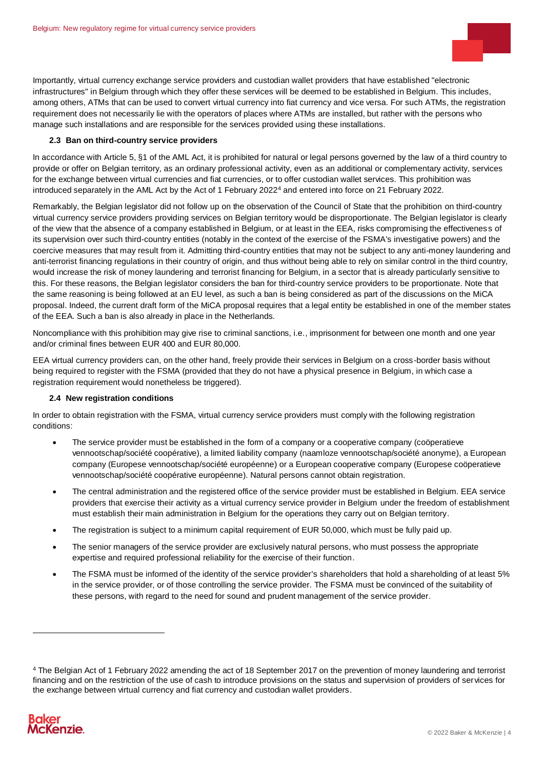Importantly, virtual currency exchange service providers and custodian wallet providers that have established "electronic infrastructures" in Belgium through which they offer these services will be deemed to be established in Belgium. This includes, among others, ATMs that can be used to convert virtual currency into fiat currency and vice versa. For such ATMs, the registration requirement does not necessarily lie with the operators of places where ATMs are installed, but rather with the persons who manage such installations and are responsible for the services provided using these installations.

### 2.3 Ban on third-country service providers

In accordance with Article 5, §1 of the AML Act, it is prohibited for natural or legal persons governed by the law of a third country to provide or offer on Belgian territory, as an ordinary professional activity, even as an additional or complementary activity, services for the exchange between virtual currencies and fiat currencies, or to offer custodian wallet services. This prohibition was introduced separately in the AML Act by the Act of 1 February 2022[4] and entered into force on 21 February 2022.

Remarkably, the Belgian legislator did not follow up on the observation of the Council of State that the prohibition on third-country virtual currency service providers providing services on Belgian territory would be disproportionate. The Belgian legislator is clearly of the view that the absence of a company established in Belgium, or at least in the EEA, risks compromising the effectiveness of its supervision over such third-country entities (notably in the context of the exercise of the FSMA's investigative powers) and the coercive measures that may result from it. Admitting third-country entities that may not be subject to any anti-money laundering and anti-terrorist financing regulations in their country of origin, and thus without being able to rely on similar control in the third country, would increase the risk of money laundering and terrorist financing for Belgium, in a sector that is already particularly sensitive to this. For these reasons, the Belgian legislator considers the ban for third-country service providers to be proportionate. Note that the same reasoning is being followed at an EU level, as such a ban is being considered as part of the discussions on the MiCA proposal. Indeed, the current draft form of the MiCA proposal requires that a legal entity be established in one of the member states of the EEA. Such a ban is also already in place in the Netherlands.

Noncompliance with this prohibition may give rise to criminal sanctions, i.e., imprisonment for between one month and one year and/or criminal fines between EUR 400 and EUR 80,000.

EEA virtual currency providers can, on the other hand, freely provide their services in Belgium on a cross-border basis without being required to register with the FSMA (provided that they do not have a physical presence in Belgium, in which case a registration requirement would nonetheless be triggered).

### 2.4 New registration conditions

In order to obtain registration with the FSMA, virtual currency service providers must comply with the following registration conditions:

- The service provider must be established in the form of a company or a cooperative company (coöperatieve vennootschap/société coopérative), a limited liability company (naamloze vennootschap/société anonyme), a European company (Europese vennootschap/société européenne) or a European cooperative company (Europese coöperatieve vennootschap/société coopérative européenne). Natural persons cannot obtain registration.
- The central administration and the registered office of the service provider must be established in Belgium. EEA service providers that exercise their activity as a virtual currency service provider in Belgium under the freedom of establishment must establish their main administration in Belgium for the operations they carry out on Belgian territory.
- The registration is subject to a minimum capital requirement of EUR 50,000, which must be fully paid up.
- The senior managers of the service provider are exclusively natural persons, who must possess the appropriate expertise and required professional reliability for the exercise of their function.
- The FSMA must be informed of the identity of the service provider's shareholders that hold a shareholding of at least 5% in the service provider, or of those controlling the service provider. The FSMA must be convinced of the suitability of these persons, with regard to the need for sound and prudent management of the service provider.

[4] The Belgian Act of 1 February 2022 amending the act of 18 September 2017 on the prevention of money laundering and terrorist financing and on the restriction of the use of cash to introduce provisions on the status and supervision of providers of services for the exchange between virtual currency and fiat currency and custodian wallet providers.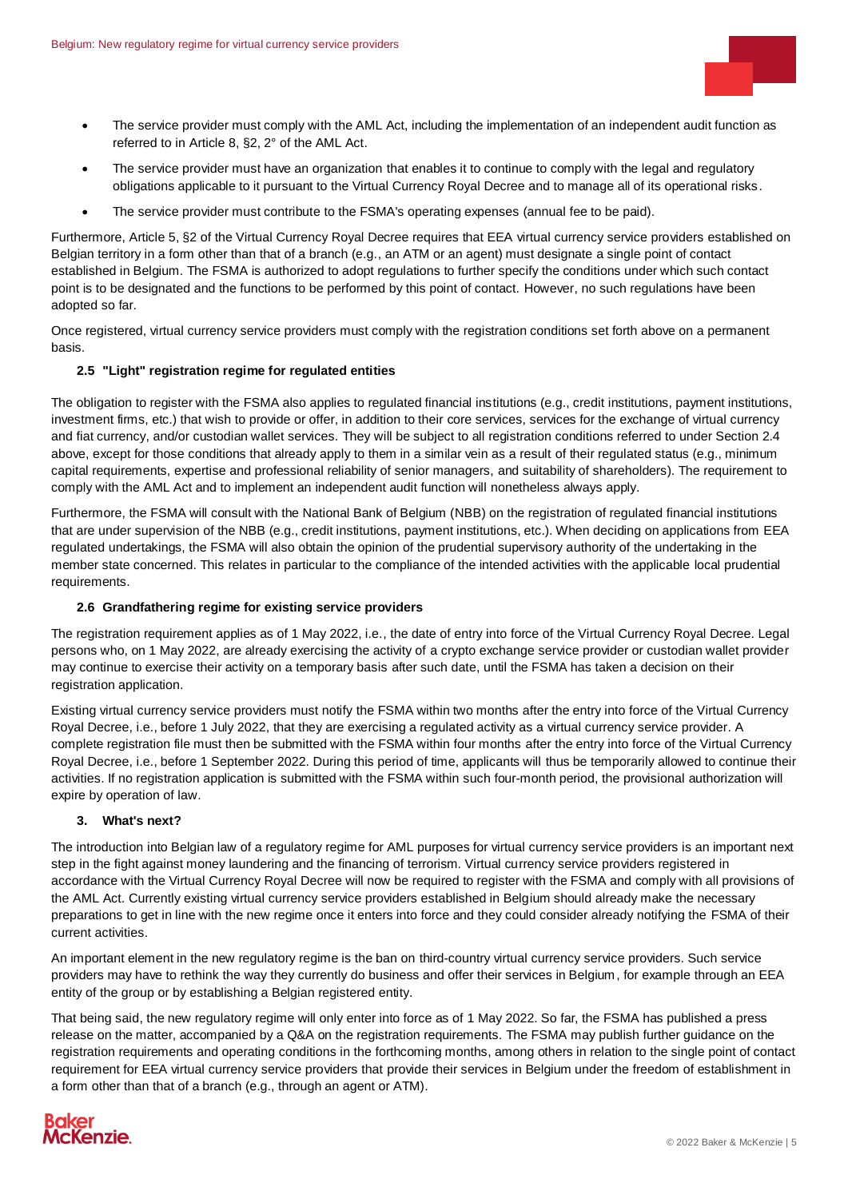- The service provider must comply with the AML Act, including the implementation of an independent audit function as referred to in Article 8, §2, 2° of the AML Act.
- The service provider must have an organization that enables it to continue to comply with the legal and regulatory obligations applicable to it pursuant to the Virtual Currency Royal Decree and to manage all of its operational risks.
- The service provider must contribute to the FSMA's operating expenses (annual fee to be paid).

Furthermore, Article 5, §2 of the Virtual Currency Royal Decree requires that EEA virtual currency service providers established on Belgian territory in a form other than that of a branch (e.g., an ATM or an agent) must designate a single point of contact established in Belgium. The FSMA is authorized to adopt regulations to further specify the conditions under which such contact point is to be designated and the functions to be performed by this point of contact. However, no such regulations have been adopted so far.

Once registered, virtual currency service providers must comply with the registration conditions set forth above on a permanent basis.

### 2.5 "Light" registration regime for regulated entities

The obligation to register with the FSMA also applies to regulated financial institutions (e.g., credit institutions, payment institutions, investment firms, etc.) that wish to provide or offer, in addition to their core services, services for the exchange of virtual currency and fiat currency, and/or custodian wallet services. They will be subject to all registration conditions referred to under Section 2.4 above, except for those conditions that already apply to them in a similar vein as a result of their regulated status (e.g., minimum capital requirements, expertise and professional reliability of senior managers, and suitability of shareholders). The requirement to comply with the AML Act and to implement an independent audit function will nonetheless always apply.

Furthermore, the FSMA will consult with the National Bank of Belgium (NBB) on the registration of regulated financial institutions that are under supervision of the NBB (e.g., credit institutions, payment institutions, etc.). When deciding on applications from EEA regulated undertakings, the FSMA will also obtain the opinion of the prudential supervisory authority of the undertaking in the member state concerned. This relates in particular to the compliance of the intended activities with the applicable local prudential requirements.

### 2.6 Grandfathering regime for existing service providers

The registration requirement applies as of 1 May 2022, i.e., the date of entry into force of the Virtual Currency Royal Decree. Legal persons who, on 1 May 2022, are already exercising the activity of a crypto exchange service provider or custodian wallet provider may continue to exercise their activity on a temporary basis after such date, until the FSMA has taken a decision on their registration application.

Existing virtual currency service providers must notify the FSMA within two months after the entry into force of the Virtual Currency Royal Decree, i.e., before 1 July 2022, that they are exercising a regulated activity as a virtual currency service provider. A complete registration file must then be submitted with the FSMA within four months after the entry into force of the Virtual Currency Royal Decree, i.e., before 1 September 2022. During this period of time, applicants will thus be temporarily allowed to continue their activities. If no registration application is submitted with the FSMA within such four-month period, the provisional authorization will expire by operation of law.

## 3. What's next?

The introduction into Belgian law of a regulatory regime for AML purposes for virtual currency service providers is an important next step in the fight against money laundering and the financing of terrorism. Virtual currency service providers registered in accordance with the Virtual Currency Royal Decree will now be required to register with the FSMA and comply with all provisions of the AML Act. Currently existing virtual currency service providers established in Belgium should already make the necessary preparations to get in line with the new regime once it enters into force and they could consider already notifying the FSMA of their current activities.

An important element in the new regulatory regime is the ban on third-country virtual currency service providers. Such service providers may have to rethink the way they currently do business and offer their services in Belgium, for example through an EEA entity of the group or by establishing a Belgian registered entity.

That being said, the new regulatory regime will only enter into force as of 1 May 2022. So far, the FSMA has published a press release on the matter, accompanied by a Q&A on the registration requirements. The FSMA may publish further guidance on the registration requirements and operating conditions in the forthcoming months, among others in relation to the single point of contact requirement for EEA virtual currency service providers that provide their services in Belgium under the freedom of establishment in a form other than that of a branch (e.g., through an agent or ATM).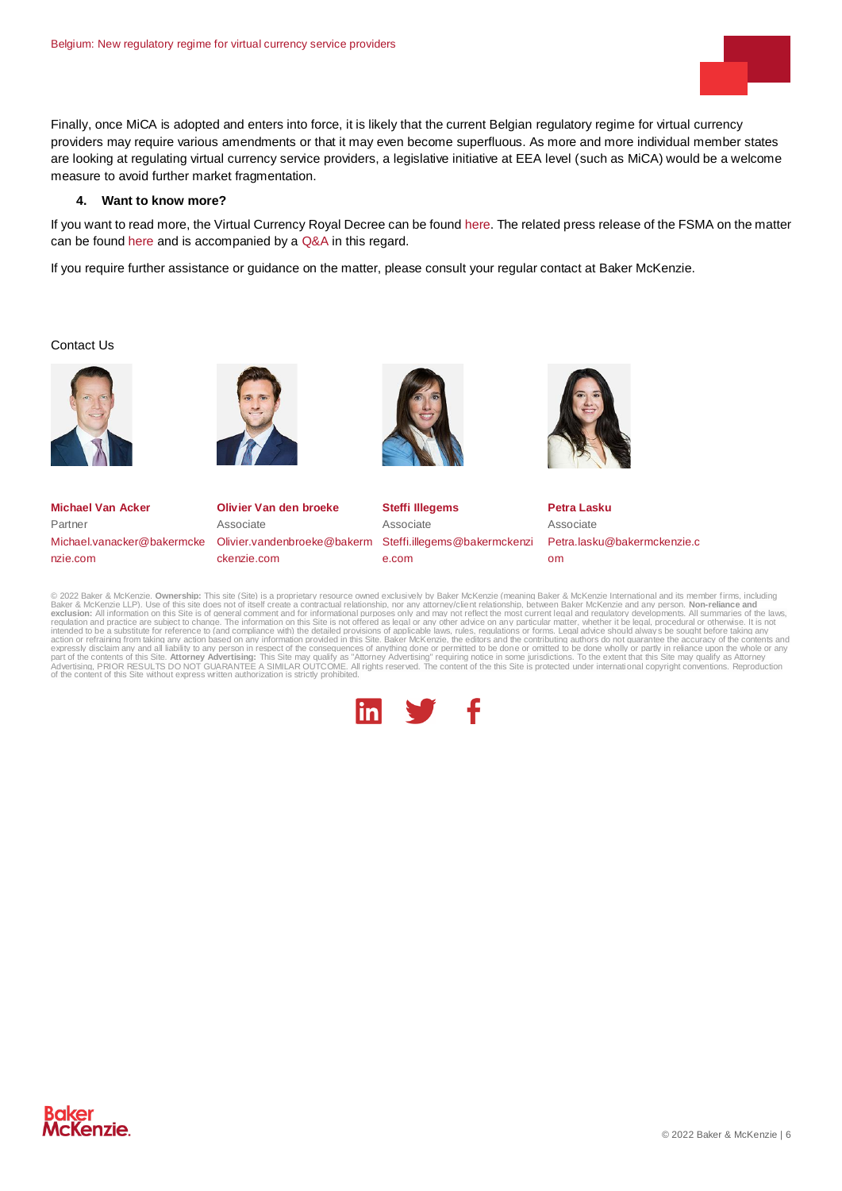Finally, once MiCA is adopted and enters into force, it is likely that the current Belgian regulatory regime for virtual currency providers may require various amendments or that it may even become superfluous. As more and more individual member states are looking at regulating virtual currency service providers, a legislative initiative at EEA level (such as MiCA) would be a welcome measure to avoid further market fragmentation.

## 4. Want to know more?

If you want to read more, the Virtual Currency Royal Decree can be found here. The related press release of the FSMA on the matter can be found here and is accompanied by a Q&A in this regard.

If you require further assistance or guidance on the matter, please consult your regular contact at Baker McKenzie.

Contact Us

**Michael Van Acker**
Partner
Michael.vanacker@bakermckenzie.com

**Olivier Van den broeke**
Associate
Olivier.vandenbroeke@bakermckenzie.com

**Steffi Illegems**
Associate
Steffi.illegems@bakermckenzie.com

**Petra Lasku**
Associate
Petra.lasku@bakermckenzie.com

© 2022 Baker & McKenzie. **Ownership:** This site (Site) is a proprietary resource owned exclusively by Baker McKenzie (meaning Baker & McKenzie International and its member firms, including Baker & McKenzie LLP). Use of this site does not of itself create a contractual relationship, nor any attorney/client relationship, between Baker McKenzie and any person. **Non-reliance and exclusion:** All information on this Site is of general comment and for informational purposes only and may not reflect the most current legal and regulatory developments. All summaries of the laws, regulation and practice are subject to change. The information on this Site is not offered as legal or any other advice on any particular matter, whether it be legal, procedural or otherwise. It is not intended to be a substitute for reference to (and compliance with) the detailed provisions of applicable laws, rules, regulations or forms. Legal advice should always be sought before taking any action or refraining from taking any action based on any information provided in this Site. Baker McKenzie, the editors and the contributing authors do not guarantee the accuracy of the contents and expressly disclaim any and all liability to any person in respect of the consequences of anything done or permitted to be done or omitted to be done wholly or partly in reliance upon the whole or any part of the contents of this Site. **Attorney Advertising:** This Site may qualify as "Attorney Advertising" requiring notice in some jurisdictions. To the extent that this Site may qualify as Attorney Advertising, PRIOR RESULTS DO NOT GUARANTEE A SIMILAR OUTCOME. All rights reserved. The content of the this Site is protected under international copyright conventions. Reproduction of the content of this Site without express written authorization is strictly prohibited.